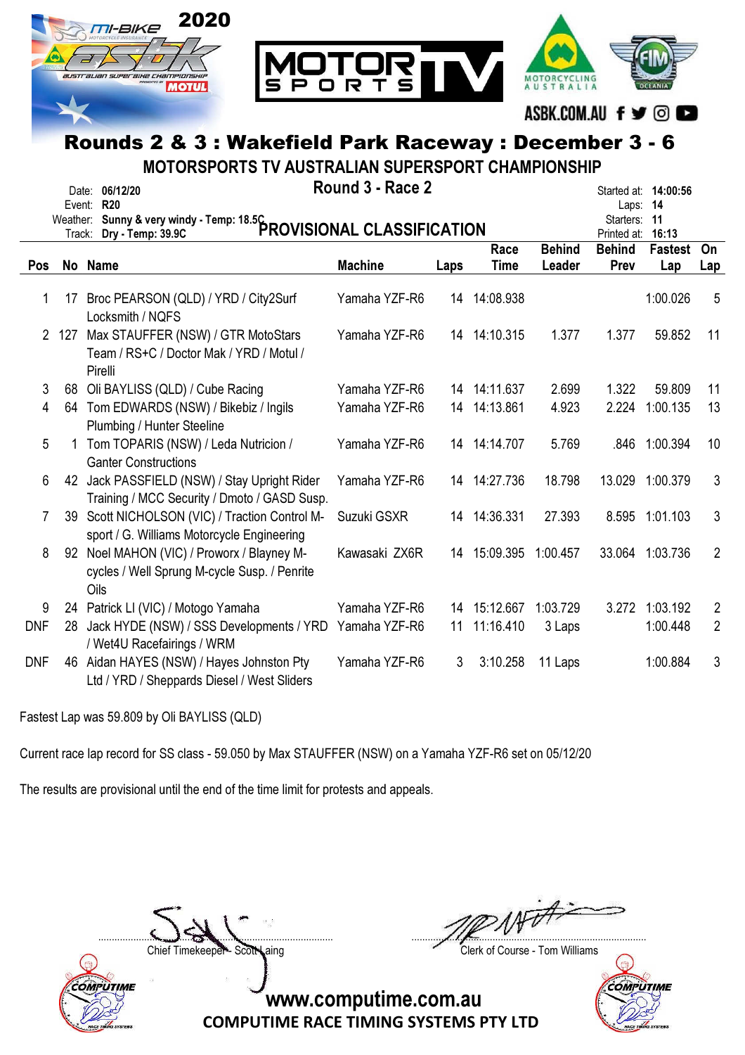# Rounds 2 & 3 : Wakefield Park Raceway : December 3 - 6

## MOTORSPORTS TV AUSTRALIAN SUPERSPORT CHAMPIONSHIP

### Round 3 - Race 2

### PROVISIONAL CLASSIFICATION

Date: **06/12/20**
Event: **R20**
Weather: **Sunny & very windy - Temp: 18.5C**
Track: **Dry - Temp: 39.9C**

Started at: **14:00:56**
Laps: **14**
Starters: **11**
Printed at: **16:13**

| Pos | No | Name | Machine | Laps | Race Time | Behind Leader | Behind Prev | Fastest Lap | On Lap |
|---|---|---|---|---|---|---|---|---|---|
| 1 | 17 | Broc PEARSON (QLD) / YRD / City2Surf Locksmith / NQFS | Yamaha YZF-R6 | 14 | 14:08.938 | | | 1:00.026 | 5 |
| 2 | 127 | Max STAUFFER (NSW) / GTR MotoStars Team / RS+C / Doctor Mak / YRD / Motul / Pirelli | Yamaha YZF-R6 | 14 | 14:10.315 | 1.377 | 1.377 | 59.852 | 11 |
| 3 | 68 | Oli BAYLISS (QLD) / Cube Racing | Yamaha YZF-R6 | 14 | 14:11.637 | 2.699 | 1.322 | 59.809 | 11 |
| 4 | 64 | Tom EDWARDS (NSW) / Bikebiz / Ingils Plumbing / Hunter Steeline | Yamaha YZF-R6 | 14 | 14:13.861 | 4.923 | 2.224 | 1:00.135 | 13 |
| 5 | 1 | Tom TOPARIS (NSW) / Leda Nutricion / Ganter Constructions | Yamaha YZF-R6 | 14 | 14:14.707 | 5.769 | .846 | 1:00.394 | 10 |
| 6 | 42 | Jack PASSFIELD (NSW) / Stay Upright Rider Training / MCC Security / Dmoto / GASD Susp. | Yamaha YZF-R6 | 14 | 14:27.736 | 18.798 | 13.029 | 1:00.379 | 3 |
| 7 | 39 | Scott NICHOLSON (VIC) / Traction Control M-sport / G. Williams Motorcycle Engineering | Suzuki GSXR | 14 | 14:36.331 | 27.393 | 8.595 | 1:01.103 | 3 |
| 8 | 92 | Noel MAHON (VIC) / Proworx / Blayney M-cycles / Well Sprung M-cycle Susp. / Penrite Oils | Kawasaki ZX6R | 14 | 15:09.395 | 1:00.457 | 33.064 | 1:03.736 | 2 |
| 9 | 24 | Patrick LI (VIC) / Motogo Yamaha | Yamaha YZF-R6 | 14 | 15:12.667 | 1:03.729 | 3.272 | 1:03.192 | 2 |
| DNF | 28 | Jack HYDE (NSW) / SSS Developments / YRD / Wet4U Racefairings / WRM | Yamaha YZF-R6 | 11 | 11:16.410 | 3 Laps | | 1:00.448 | 2 |
| DNF | 46 | Aidan HAYES (NSW) / Hayes Johnston Pty Ltd / YRD / Sheppards Diesel / West Sliders | Yamaha YZF-R6 | 3 | 3:10.258 | 11 Laps | | 1:00.884 | 3 |

Fastest Lap was 59.809 by Oli BAYLISS (QLD)

Current race lap record for SS class - 59.050 by Max STAUFFER (NSW) on a Yamaha YZF-R6 set on 05/12/20

The results are provisional until the end of the time limit for protests and appeals.

Chief Timekeeper - Scott Laing

Clerk of Course - Tom Williams

www.computime.com.au
COMPUTIME RACE TIMING SYSTEMS PTY LTD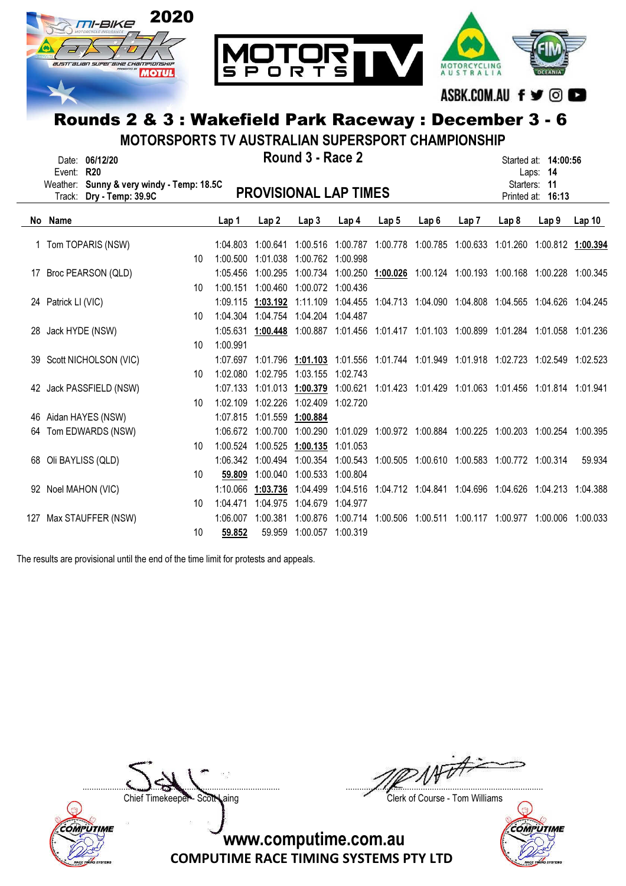# Rounds 2 & 3 : Wakefield Park Raceway : December 3 - 6

## MOTORSPORTS TV AUSTRALIAN SUPERSPORT CHAMPIONSHIP

### Round 3 - Race 2

Date: **06/12/20**
Event: **R20**
Weather: **Sunny & very windy - Temp: 18.5C**
Track: **Dry - Temp: 39.9C**

Started at: **14:00:56**
Laps: **14**
Starters: **11**
Printed at: **16:13**

## PROVISIONAL LAP TIMES

| No | Name | | Lap 1 | Lap 2 | Lap 3 | Lap 4 | Lap 5 | Lap 6 | Lap 7 | Lap 8 | Lap 9 | Lap 10 |
|---|---|---|---|---|---|---|---|---|---|---|---|---|
| 1 | Tom TOPARIS (NSW) | | 1:04.803 | 1:00.641 | 1:00.516 | 1:00.787 | 1:00.778 | 1:00.785 | 1:00.633 | 1:01.260 | 1:00.812 | **1:00.394** |
| | | 10 | 1:00.500 | 1:01.038 | 1:00.762 | 1:00.998 | | | | | | |
| 17 | Broc PEARSON (QLD) | | 1:05.456 | 1:00.295 | 1:00.734 | 1:00.250 | **1:00.026** | 1:00.124 | 1:00.193 | 1:00.168 | 1:00.228 | 1:00.345 |
| | | 10 | 1:00.151 | 1:00.460 | 1:00.072 | 1:00.436 | | | | | | |
| 24 | Patrick LI (VIC) | | 1:09.115 | **1:03.192** | 1:11.109 | 1:04.455 | 1:04.713 | 1:04.090 | 1:04.808 | 1:04.565 | 1:04.626 | 1:04.245 |
| | | 10 | 1:04.304 | 1:04.754 | 1:04.204 | 1:04.487 | | | | | | |
| 28 | Jack HYDE (NSW) | | 1:05.631 | **1:00.448** | 1:00.887 | 1:01.456 | 1:01.417 | 1:01.103 | 1:00.899 | 1:01.284 | 1:01.058 | 1:01.236 |
| | | 10 | 1:00.991 | | | | | | | | | |
| 39 | Scott NICHOLSON (VIC) | | 1:07.697 | 1:01.796 | **1:01.103** | 1:01.556 | 1:01.744 | 1:01.949 | 1:01.918 | 1:02.723 | 1:02.549 | 1:02.523 |
| | | 10 | 1:02.080 | 1:02.795 | 1:03.155 | 1:02.743 | | | | | | |
| 42 | Jack PASSFIELD (NSW) | | 1:07.133 | 1:01.013 | **1:00.379** | 1:00.621 | 1:01.423 | 1:01.429 | 1:01.063 | 1:01.456 | 1:01.814 | 1:01.941 |
| | | 10 | 1:02.109 | 1:02.226 | 1:02.409 | 1:02.720 | | | | | | |
| 46 | Aidan HAYES (NSW) | | 1:07.815 | 1:01.559 | **1:00.884** | | | | | | | |
| 64 | Tom EDWARDS (NSW) | | 1:06.672 | 1:00.700 | 1:00.290 | 1:01.029 | 1:00.972 | 1:00.884 | 1:00.225 | 1:00.203 | 1:00.254 | 1:00.395 |
| | | 10 | 1:00.524 | 1:00.525 | **1:00.135** | 1:01.053 | | | | | | |
| 68 | Oli BAYLISS (QLD) | | 1:06.342 | 1:00.494 | 1:00.354 | 1:00.543 | 1:00.505 | 1:00.610 | 1:00.583 | 1:00.772 | 1:00.314 | 59.934 |
| | | 10 | **59.809** | 1:00.040 | 1:00.533 | 1:00.804 | | | | | | |
| 92 | Noel MAHON (VIC) | | 1:10.066 | **1:03.736** | 1:04.499 | 1:04.516 | 1:04.712 | 1:04.841 | 1:04.696 | 1:04.626 | 1:04.213 | 1:04.388 |
| | | 10 | 1:04.471 | 1:04.975 | 1:04.679 | 1:04.977 | | | | | | |
| 127 | Max STAUFFER (NSW) | | 1:06.007 | 1:00.381 | 1:00.876 | 1:00.714 | 1:00.506 | 1:00.511 | 1:00.117 | 1:00.977 | 1:00.006 | 1:00.033 |
| | | 10 | **59.852** | 59.959 | 1:00.057 | 1:00.319 | | | | | | |

The results are provisional until the end of the time limit for protests and appeals.

Chief Timekeeper - Scott Laing

Clerk of Course - Tom Williams

www.computime.com.au
COMPUTIME RACE TIMING SYSTEMS PTY LTD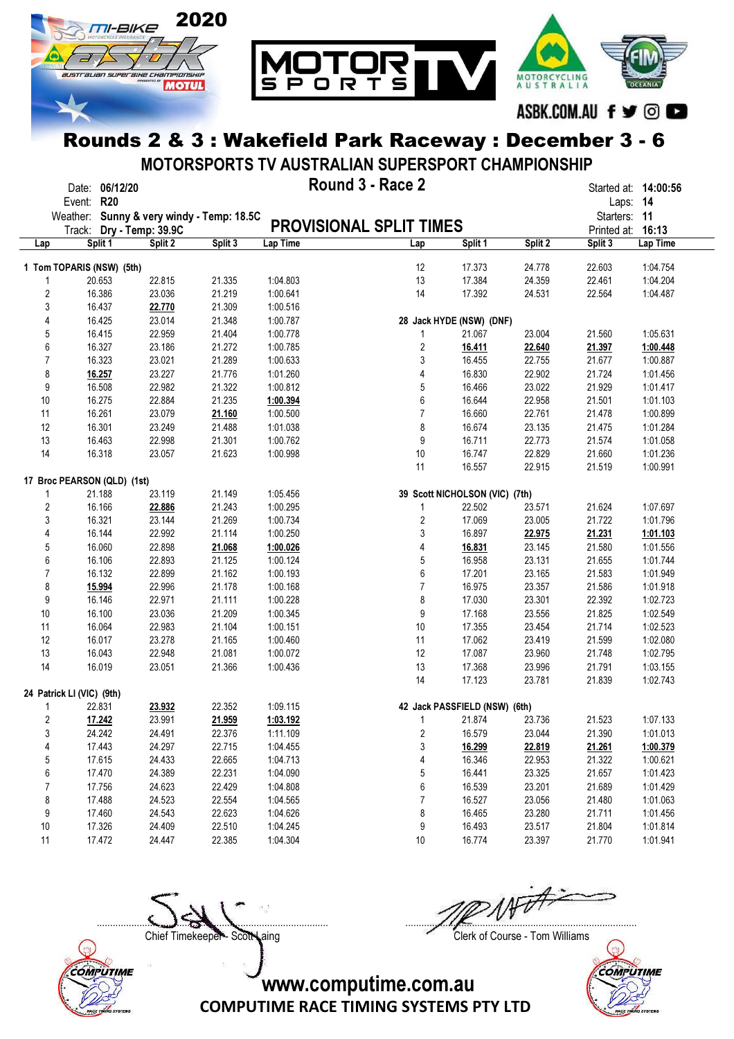# Rounds 2 & 3 : Wakefield Park Raceway : December 3 - 6

## MOTORSPORTS TV AUSTRALIAN SUPERSPORT CHAMPIONSHIP

### Round 3 - Race 2

### PROVISIONAL SPLIT TIMES

Date: 06/12/20
Event: R20
Weather: Sunny & very windy - Temp: 18.5C
Track: Dry - Temp: 39.9C

Started at: 14:00:56
Laps: 14
Starters: 11
Printed at: 16:13

**1 Tom TOPARIS (NSW) (5th)**

| Lap | Split 1 | Split 2 | Split 3 | Lap Time |
|---|---|---|---|---|
| 1 | 20.653 | 22.815 | 21.335 | 1:04.803 |
| 2 | 16.386 | 23.036 | 21.219 | 1:00.641 |
| 3 | 16.437 | **22.770** | 21.309 | 1:00.516 |
| 4 | 16.425 | 23.014 | 21.348 | 1:00.787 |
| 5 | 16.415 | 22.959 | 21.404 | 1:00.778 |
| 6 | 16.327 | 23.186 | 21.272 | 1:00.785 |
| 7 | 16.323 | 23.021 | 21.289 | 1:00.633 |
| 8 | **16.257** | 23.227 | 21.776 | 1:01.260 |
| 9 | 16.508 | 22.982 | 21.322 | 1:00.812 |
| 10 | 16.275 | 22.884 | 21.235 | **1:00.394** |
| 11 | 16.261 | 23.079 | **21.160** | 1:00.500 |
| 12 | 16.301 | 23.249 | 21.488 | 1:01.038 |
| 13 | 16.463 | 22.998 | 21.301 | 1:00.762 |
| 14 | 16.318 | 23.057 | 21.623 | 1:00.998 |

**17 Broc PEARSON (QLD) (1st)**

| Lap | Split 1 | Split 2 | Split 3 | Lap Time |
|---|---|---|---|---|
| 1 | 21.188 | 23.119 | 21.149 | 1:05.456 |
| 2 | 16.166 | **22.886** | 21.243 | 1:00.295 |
| 3 | 16.321 | 23.144 | 21.269 | 1:00.734 |
| 4 | 16.144 | 22.992 | 21.114 | 1:00.250 |
| 5 | 16.060 | 22.898 | **21.068** | **1:00.026** |
| 6 | 16.106 | 22.893 | 21.125 | 1:00.124 |
| 7 | 16.132 | 22.899 | 21.162 | 1:00.193 |
| 8 | **15.994** | 22.996 | 21.178 | 1:00.168 |
| 9 | 16.146 | 22.971 | 21.111 | 1:00.228 |
| 10 | 16.100 | 23.036 | 21.209 | 1:00.345 |
| 11 | 16.064 | 22.983 | 21.104 | 1:00.151 |
| 12 | 16.017 | 23.278 | 21.165 | 1:00.460 |
| 13 | 16.043 | 22.948 | 21.081 | 1:00.072 |
| 14 | 16.019 | 23.051 | 21.366 | 1:00.436 |

**24 Patrick LI (VIC) (9th)**

| Lap | Split 1 | Split 2 | Split 3 | Lap Time |
|---|---|---|---|---|
| 1 | 22.831 | **23.932** | 22.352 | 1:09.115 |
| 2 | **17.242** | 23.991 | **21.959** | **1:03.192** |
| 3 | 24.242 | 24.491 | 22.376 | 1:11.109 |
| 4 | 17.443 | 24.297 | 22.715 | 1:04.455 |
| 5 | 17.615 | 24.433 | 22.665 | 1:04.713 |
| 6 | 17.470 | 24.389 | 22.231 | 1:04.090 |
| 7 | 17.756 | 24.623 | 22.429 | 1:04.808 |
| 8 | 17.488 | 24.523 | 22.554 | 1:04.565 |
| 9 | 17.460 | 24.543 | 22.623 | 1:04.626 |
| 10 | 17.326 | 24.409 | 22.510 | 1:04.245 |
| 11 | 17.472 | 24.447 | 22.385 | 1:04.304 |
| 12 | 17.373 | 24.778 | 22.603 | 1:04.754 |
| 13 | 17.384 | 24.359 | 22.461 | 1:04.204 |
| 14 | 17.392 | 24.531 | 22.564 | 1:04.487 |

**28 Jack HYDE (NSW) (DNF)**

| Lap | Split 1 | Split 2 | Split 3 | Lap Time |
|---|---|---|---|---|
| 1 | 21.067 | 23.004 | 21.560 | 1:05.631 |
| 2 | **16.411** | **22.640** | **21.397** | **1:00.448** |
| 3 | 16.455 | 22.755 | 21.677 | 1:00.887 |
| 4 | 16.830 | 22.902 | 21.724 | 1:01.456 |
| 5 | 16.466 | 23.022 | 21.929 | 1:01.417 |
| 6 | 16.644 | 22.958 | 21.501 | 1:01.103 |
| 7 | 16.660 | 22.761 | 21.478 | 1:00.899 |
| 8 | 16.674 | 23.135 | 21.475 | 1:01.284 |
| 9 | 16.711 | 22.773 | 21.574 | 1:01.058 |
| 10 | 16.747 | 22.829 | 21.660 | 1:01.236 |
| 11 | 16.557 | 22.915 | 21.519 | 1:00.991 |

**39 Scott NICHOLSON (VIC) (7th)**

| Lap | Split 1 | Split 2 | Split 3 | Lap Time |
|---|---|---|---|---|
| 1 | 22.502 | 23.571 | 21.624 | 1:07.697 |
| 2 | 17.069 | 23.005 | 21.722 | 1:01.796 |
| 3 | 16.897 | **22.975** | **21.231** | **1:01.103** |
| 4 | **16.831** | 23.145 | 21.580 | 1:01.556 |
| 5 | 16.958 | 23.131 | 21.655 | 1:01.744 |
| 6 | 17.201 | 23.165 | 21.583 | 1:01.949 |
| 7 | 16.975 | 23.357 | 21.586 | 1:01.918 |
| 8 | 17.030 | 23.301 | 22.392 | 1:02.723 |
| 9 | 17.168 | 23.556 | 21.825 | 1:02.549 |
| 10 | 17.355 | 23.454 | 21.714 | 1:02.523 |
| 11 | 17.062 | 23.419 | 21.599 | 1:02.080 |
| 12 | 17.087 | 23.960 | 21.748 | 1:02.795 |
| 13 | 17.368 | 23.996 | 21.791 | 1:03.155 |
| 14 | 17.123 | 23.781 | 21.839 | 1:02.743 |

**42 Jack PASSFIELD (NSW) (6th)**

| Lap | Split 1 | Split 2 | Split 3 | Lap Time |
|---|---|---|---|---|
| 1 | 21.874 | 23.736 | 21.523 | 1:07.133 |
| 2 | 16.579 | 23.044 | 21.390 | 1:01.013 |
| 3 | **16.299** | **22.819** | **21.261** | **1:00.379** |
| 4 | 16.346 | 22.953 | 21.322 | 1:00.621 |
| 5 | 16.441 | 23.325 | 21.657 | 1:01.423 |
| 6 | 16.539 | 23.201 | 21.689 | 1:01.429 |
| 7 | 16.527 | 23.056 | 21.480 | 1:01.063 |
| 8 | 16.465 | 23.280 | 21.711 | 1:01.456 |
| 9 | 16.493 | 23.517 | 21.804 | 1:01.814 |
| 10 | 16.774 | 23.397 | 21.770 | 1:01.941 |

Chief Timekeeper - Scott Laing

Clerk of Course - Tom Williams

www.computime.com.au
COMPUTIME RACE TIMING SYSTEMS PTY LTD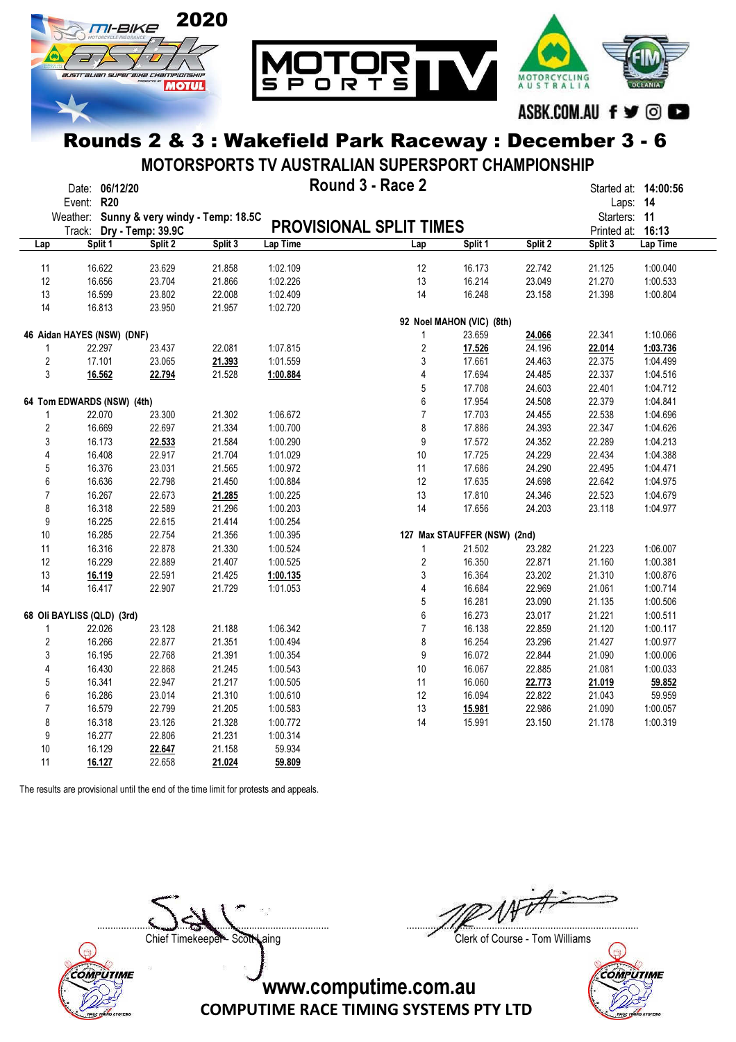# Rounds 2 & 3 : Wakefield Park Raceway : December 3 - 6

## MOTORSPORTS TV AUSTRALIAN SUPERSPORT CHAMPIONSHIP

Date: **06/12/20**
Event: **R20**
Weather: **Sunny & very windy - Temp: 18.5C**
Track: **Dry - Temp: 39.9C**

**Round 3 - Race 2**

**PROVISIONAL SPLIT TIMES**

Started at: **14:00:56**
Laps: **14**
Starters: **11**
Printed at: **16:13**

| Lap | Split 1 | Split 2 | Split 3 | Lap Time |
|---|---|---|---|---|
| 11 | 16.622 | 23.629 | 21.858 | 1:02.109 |
| 12 | 16.656 | 23.704 | 21.866 | 1:02.226 |
| 13 | 16.599 | 23.802 | 22.008 | 1:02.409 |
| 14 | 16.813 | 23.950 | 21.957 | 1:02.720 |

**46 Aidan HAYES (NSW) (DNF)**

| Lap | Split 1 | Split 2 | Split 3 | Lap Time |
|---|---|---|---|---|
| 1 | 22.297 | 23.437 | 22.081 | 1:07.815 |
| 2 | 17.101 | 23.065 | **21.393** | 1:01.559 |
| 3 | **16.562** | **22.794** | 21.528 | **1:00.884** |

**64 Tom EDWARDS (NSW) (4th)**

| Lap | Split 1 | Split 2 | Split 3 | Lap Time |
|---|---|---|---|---|
| 1 | 22.070 | 23.300 | 21.302 | 1:06.672 |
| 2 | 16.669 | 22.697 | 21.334 | 1:00.700 |
| 3 | 16.173 | **22.533** | 21.584 | 1:00.290 |
| 4 | 16.408 | 22.917 | 21.704 | 1:01.029 |
| 5 | 16.376 | 23.031 | 21.565 | 1:00.972 |
| 6 | 16.636 | 22.798 | 21.450 | 1:00.884 |
| 7 | 16.267 | 22.673 | **21.285** | 1:00.225 |
| 8 | 16.318 | 22.589 | 21.296 | 1:00.203 |
| 9 | 16.225 | 22.615 | 21.414 | 1:00.254 |
| 10 | 16.285 | 22.754 | 21.356 | 1:00.395 |
| 11 | 16.316 | 22.878 | 21.330 | 1:00.524 |
| 12 | 16.229 | 22.889 | 21.407 | 1:00.525 |
| 13 | **16.119** | 22.591 | 21.425 | **1:00.135** |
| 14 | 16.417 | 22.907 | 21.729 | 1:01.053 |

**68 Oli BAYLISS (QLD) (3rd)**

| Lap | Split 1 | Split 2 | Split 3 | Lap Time |
|---|---|---|---|---|
| 1 | 22.026 | 23.128 | 21.188 | 1:06.342 |
| 2 | 16.266 | 22.877 | 21.351 | 1:00.494 |
| 3 | 16.195 | 22.768 | 21.391 | 1:00.354 |
| 4 | 16.430 | 22.868 | 21.245 | 1:00.543 |
| 5 | 16.341 | 22.947 | 21.217 | 1:00.505 |
| 6 | 16.286 | 23.014 | 21.310 | 1:00.610 |
| 7 | 16.579 | 22.799 | 21.205 | 1:00.583 |
| 8 | 16.318 | 23.126 | 21.328 | 1:00.772 |
| 9 | 16.277 | 22.806 | 21.231 | 1:00.314 |
| 10 | 16.129 | **22.647** | 21.158 | 59.934 |
| 11 | **16.127** | 22.658 | **21.024** | **59.809** |
| 12 | 16.173 | 22.742 | 21.125 | 1:00.040 |
| 13 | 16.214 | 23.049 | 21.270 | 1:00.533 |
| 14 | 16.248 | 23.158 | 21.398 | 1:00.804 |

**92 Noel MAHON (VIC) (8th)**

| Lap | Split 1 | Split 2 | Split 3 | Lap Time |
|---|---|---|---|---|
| 1 | 23.659 | **24.066** | 22.341 | 1:10.066 |
| 2 | **17.526** | 24.196 | **22.014** | **1:03.736** |
| 3 | 17.661 | 24.463 | 22.375 | 1:04.499 |
| 4 | 17.694 | 24.485 | 22.337 | 1:04.516 |
| 5 | 17.708 | 24.603 | 22.401 | 1:04.712 |
| 6 | 17.954 | 24.508 | 22.379 | 1:04.841 |
| 7 | 17.703 | 24.455 | 22.538 | 1:04.696 |
| 8 | 17.886 | 24.393 | 22.347 | 1:04.626 |
| 9 | 17.572 | 24.352 | 22.289 | 1:04.213 |
| 10 | 17.725 | 24.229 | 22.434 | 1:04.388 |
| 11 | 17.686 | 24.290 | 22.495 | 1:04.471 |
| 12 | 17.635 | 24.698 | 22.642 | 1:04.975 |
| 13 | 17.810 | 24.346 | 22.523 | 1:04.679 |
| 14 | 17.656 | 24.203 | 23.118 | 1:04.977 |

**127 Max STAUFFER (NSW) (2nd)**

| Lap | Split 1 | Split 2 | Split 3 | Lap Time |
|---|---|---|---|---|
| 1 | 21.502 | 23.282 | 21.223 | 1:06.007 |
| 2 | 16.350 | 22.871 | 21.160 | 1:00.381 |
| 3 | 16.364 | 23.202 | 21.310 | 1:00.876 |
| 4 | 16.684 | 22.969 | 21.061 | 1:00.714 |
| 5 | 16.281 | 23.090 | 21.135 | 1:00.506 |
| 6 | 16.273 | 23.017 | 21.221 | 1:00.511 |
| 7 | 16.138 | 22.859 | 21.120 | 1:00.117 |
| 8 | 16.254 | 23.296 | 21.427 | 1:00.977 |
| 9 | 16.072 | 22.844 | 21.090 | 1:00.006 |
| 10 | 16.067 | 22.885 | 21.081 | 1:00.033 |
| 11 | 16.060 | **22.773** | **21.019** | **59.852** |
| 12 | 16.094 | 22.822 | 21.043 | 59.959 |
| 13 | **15.981** | 22.986 | 21.090 | 1:00.057 |
| 14 | 15.991 | 23.150 | 21.178 | 1:00.319 |

The results are provisional until the end of the time limit for protests and appeals.

Chief Timekeeper - Scott Laing

Clerk of Course - Tom Williams

www.computime.com.au
COMPUTIME RACE TIMING SYSTEMS PTY LTD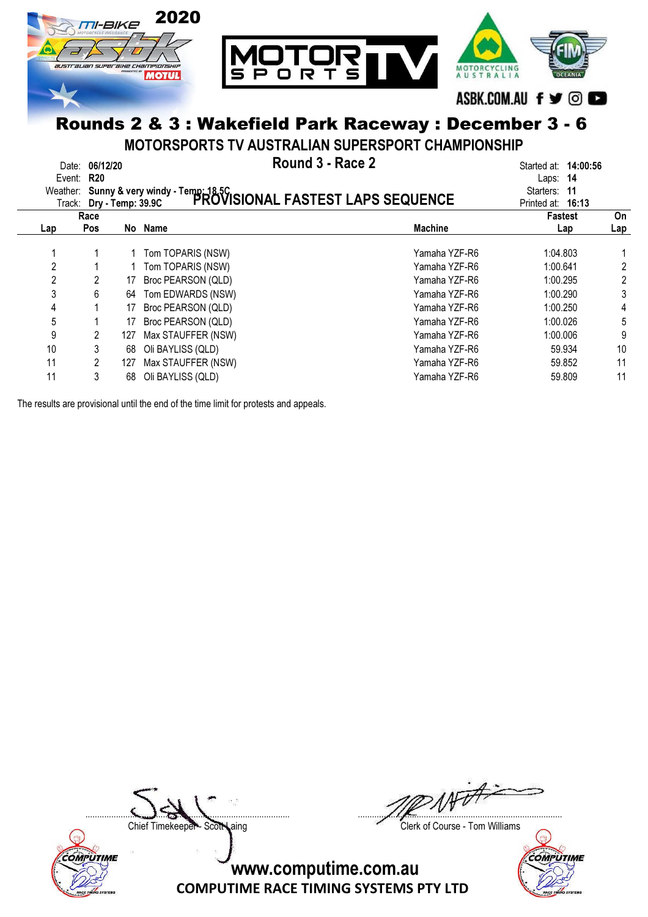# Rounds 2 & 3 : Wakefield Park Raceway : December 3 - 6

## MOTORSPORTS TV AUSTRALIAN SUPERSPORT CHAMPIONSHIP

### Round 3 - Race 2

### PROVISIONAL FASTEST LAPS SEQUENCE

Date: **06/12/20**
Event: **R20**
Weather: **Sunny & very windy - Temp: 18.5C**
Track: **Dry - Temp: 39.9C**

Started at: **14:00:56**
Laps: **14**
Starters: **11**
Printed at: **16:13**

| Lap | Race Pos | No | Name | Machine | Fastest Lap | On Lap |
|---|---|---|---|---|---|---|
| 1 | 1 | 1 | Tom TOPARIS (NSW) | Yamaha YZF-R6 | 1:04.803 | 1 |
| 2 | 1 | 1 | Tom TOPARIS (NSW) | Yamaha YZF-R6 | 1:00.641 | 2 |
| 2 | 2 | 17 | Broc PEARSON (QLD) | Yamaha YZF-R6 | 1:00.295 | 2 |
| 3 | 6 | 64 | Tom EDWARDS (NSW) | Yamaha YZF-R6 | 1:00.290 | 3 |
| 4 | 1 | 17 | Broc PEARSON (QLD) | Yamaha YZF-R6 | 1:00.250 | 4 |
| 5 | 1 | 17 | Broc PEARSON (QLD) | Yamaha YZF-R6 | 1:00.026 | 5 |
| 9 | 2 | 127 | Max STAUFFER (NSW) | Yamaha YZF-R6 | 1:00.006 | 9 |
| 10 | 3 | 68 | Oli BAYLISS (QLD) | Yamaha YZF-R6 | 59.934 | 10 |
| 11 | 2 | 127 | Max STAUFFER (NSW) | Yamaha YZF-R6 | 59.852 | 11 |
| 11 | 3 | 68 | Oli BAYLISS (QLD) | Yamaha YZF-R6 | 59.809 | 11 |

The results are provisional until the end of the time limit for protests and appeals.

Chief Timekeeper - Scott Laing

Clerk of Course - Tom Williams

www.computime.com.au
COMPUTIME RACE TIMING SYSTEMS PTY LTD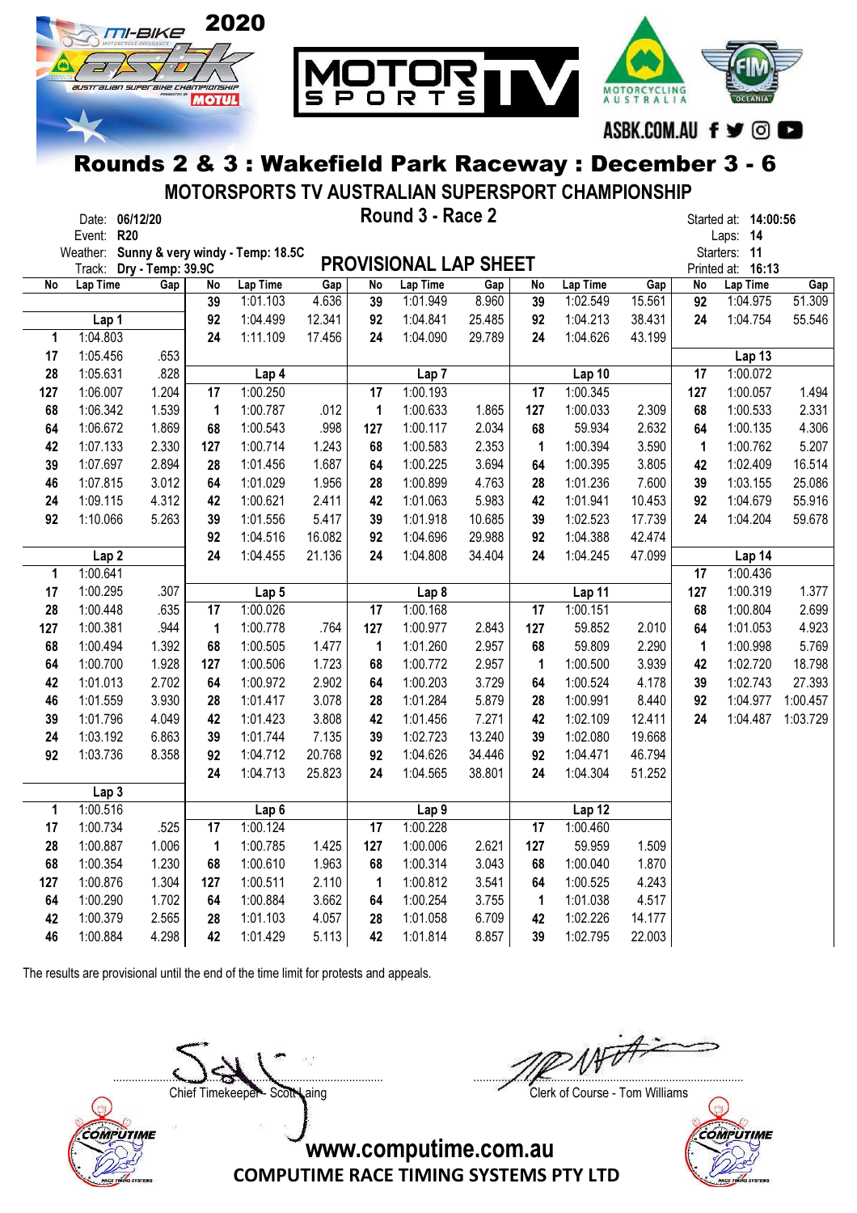# Rounds 2 & 3 : Wakefield Park Raceway : December 3 - 6

## MOTORSPORTS TV AUSTRALIAN SUPERSPORT CHAMPIONSHIP

### Round 3 - Race 2

Date: **06/12/20**
Event: **R20**
Weather: **Sunny & very windy - Temp: 18.5C**
Track: **Dry - Temp: 39.9C**

Started at: **14:00:56**
Laps: **14**
Starters: **11**
Printed at: **16:13**

## PROVISIONAL LAP SHEET

**Lap 1**

| No | Lap Time | Gap |
|---|---|---|
| 1 | 1:04.803 | |
| 17 | 1:05.456 | .653 |
| 28 | 1:05.631 | .828 |
| 127 | 1:06.007 | 1.204 |
| 68 | 1:06.342 | 1.539 |
| 64 | 1:06.672 | 1.869 |
| 42 | 1:07.133 | 2.330 |
| 39 | 1:07.697 | 2.894 |
| 46 | 1:07.815 | 3.012 |
| 24 | 1:09.115 | 4.312 |
| 92 | 1:10.066 | 5.263 |

**Lap 2**

| No | Lap Time | Gap |
|---|---|---|
| 1 | 1:00.641 | |
| 17 | 1:00.295 | .307 |
| 28 | 1:00.448 | .635 |
| 127 | 1:00.381 | .944 |
| 68 | 1:00.494 | 1.392 |
| 64 | 1:00.700 | 1.928 |
| 42 | 1:01.013 | 2.702 |
| 46 | 1:01.559 | 3.930 |
| 39 | 1:01.796 | 4.049 |
| 24 | 1:03.192 | 6.863 |
| 92 | 1:03.736 | 8.358 |

**Lap 3**

| No | Lap Time | Gap |
|---|---|---|
| 1 | 1:00.516 | |
| 17 | 1:00.734 | .525 |
| 28 | 1:00.887 | 1.006 |
| 68 | 1:00.354 | 1.230 |
| 127 | 1:00.876 | 1.304 |
| 64 | 1:00.290 | 1.702 |
| 42 | 1:00.379 | 2.565 |
| 46 | 1:00.884 | 4.298 |
| 39 | 1:01.103 | 4.636 |
| 92 | 1:04.499 | 12.341 |
| 24 | 1:11.109 | 17.456 |

**Lap 4**

| No | Lap Time | Gap |
|---|---|---|
| 17 | 1:00.250 | |
| 1 | 1:00.787 | .012 |
| 68 | 1:00.543 | .998 |
| 127 | 1:00.714 | 1.243 |
| 28 | 1:01.456 | 1.687 |
| 64 | 1:01.029 | 1.956 |
| 42 | 1:00.621 | 2.411 |
| 39 | 1:01.556 | 5.417 |
| 92 | 1:04.516 | 16.082 |
| 24 | 1:04.455 | 21.136 |

**Lap 5**

| No | Lap Time | Gap |
|---|---|---|
| 17 | 1:00.026 | |
| 1 | 1:00.778 | .764 |
| 68 | 1:00.505 | 1.477 |
| 127 | 1:00.506 | 1.723 |
| 64 | 1:00.972 | 2.902 |
| 28 | 1:01.417 | 3.078 |
| 42 | 1:01.423 | 3.808 |
| 39 | 1:01.744 | 7.135 |
| 92 | 1:04.712 | 20.768 |
| 24 | 1:04.713 | 25.823 |

**Lap 6**

| No | Lap Time | Gap |
|---|---|---|
| 17 | 1:00.124 | |
| 1 | 1:00.785 | 1.425 |
| 68 | 1:00.610 | 1.963 |
| 127 | 1:00.511 | 2.110 |
| 64 | 1:00.884 | 3.662 |
| 28 | 1:01.103 | 4.057 |
| 42 | 1:01.429 | 5.113 |
| 39 | 1:01.949 | 8.960 |
| 92 | 1:04.841 | 25.485 |
| 24 | 1:04.090 | 29.789 |

**Lap 7**

| No | Lap Time | Gap |
|---|---|---|
| 17 | 1:00.193 | |
| 1 | 1:00.633 | 1.865 |
| 127 | 1:00.117 | 2.034 |
| 68 | 1:00.583 | 2.353 |
| 64 | 1:00.225 | 3.694 |
| 28 | 1:00.899 | 4.763 |
| 42 | 1:01.063 | 5.983 |
| 39 | 1:01.918 | 10.685 |
| 92 | 1:04.696 | 29.988 |
| 24 | 1:04.808 | 34.404 |

**Lap 8**

| No | Lap Time | Gap |
|---|---|---|
| 17 | 1:00.168 | |
| 127 | 1:00.977 | 2.843 |
| 1 | 1:01.260 | 2.957 |
| 68 | 1:00.772 | 2.957 |
| 64 | 1:00.203 | 3.729 |
| 28 | 1:01.284 | 5.879 |
| 42 | 1:01.456 | 7.271 |
| 39 | 1:02.723 | 13.240 |
| 92 | 1:04.626 | 34.446 |
| 24 | 1:04.565 | 38.801 |

**Lap 9**

| No | Lap Time | Gap |
|---|---|---|
| 17 | 1:00.228 | |
| 127 | 1:00.006 | 2.621 |
| 68 | 1:00.314 | 3.043 |
| 1 | 1:00.812 | 3.541 |
| 64 | 1:00.254 | 3.755 |
| 28 | 1:01.058 | 6.709 |
| 42 | 1:01.814 | 8.857 |
| 39 | 1:02.549 | 15.561 |
| 92 | 1:04.213 | 38.431 |
| 24 | 1:04.626 | 43.199 |

**Lap 10**

| No | Lap Time | Gap |
|---|---|---|
| 17 | 1:00.345 | |
| 127 | 1:00.033 | 2.309 |
| 68 | 59.934 | 2.632 |
| 1 | 1:00.394 | 3.590 |
| 64 | 1:00.395 | 3.805 |
| 28 | 1:01.236 | 7.600 |
| 42 | 1:01.941 | 10.453 |
| 39 | 1:02.523 | 17.739 |
| 92 | 1:04.388 | 42.474 |
| 24 | 1:04.245 | 47.099 |

**Lap 11**

| No | Lap Time | Gap |
|---|---|---|
| 17 | 1:00.151 | |
| 127 | 59.852 | 2.010 |
| 68 | 59.809 | 2.290 |
| 1 | 1:00.500 | 3.939 |
| 64 | 1:00.524 | 4.178 |
| 28 | 1:00.991 | 8.440 |
| 42 | 1:02.109 | 12.411 |
| 39 | 1:02.080 | 19.668 |
| 92 | 1:04.471 | 46.794 |
| 24 | 1:04.304 | 51.252 |

**Lap 12**

| No | Lap Time | Gap |
|---|---|---|
| 17 | 1:00.460 | |
| 127 | 59.959 | 1.509 |
| 68 | 1:00.040 | 1.870 |
| 64 | 1:00.525 | 4.243 |
| 1 | 1:01.038 | 4.517 |
| 42 | 1:02.226 | 14.177 |
| 39 | 1:02.795 | 22.003 |
| 92 | 1:04.975 | 51.309 |
| 24 | 1:04.754 | 55.546 |

**Lap 13**

| No | Lap Time | Gap |
|---|---|---|
| 17 | 1:00.072 | |
| 127 | 1:00.057 | 1.494 |
| 68 | 1:00.533 | 2.331 |
| 64 | 1:00.135 | 4.306 |
| 1 | 1:00.762 | 5.207 |
| 42 | 1:02.409 | 16.514 |
| 39 | 1:03.155 | 25.086 |
| 92 | 1:04.679 | 55.916 |
| 24 | 1:04.204 | 59.678 |

**Lap 14**

| No | Lap Time | Gap |
|---|---|---|
| 17 | 1:00.436 | |
| 127 | 1:00.319 | 1.377 |
| 68 | 1:00.804 | 2.699 |
| 64 | 1:01.053 | 4.923 |
| 1 | 1:00.998 | 5.769 |
| 42 | 1:02.720 | 18.798 |
| 39 | 1:02.743 | 27.393 |
| 92 | 1:04.977 | 1:00.457 |
| 24 | 1:04.487 | 1:03.729 |

The results are provisional until the end of the time limit for protests and appeals.

Chief Timekeeper - Scott Laing

Clerk of Course - Tom Williams

www.computime.com.au
COMPUTIME RACE TIMING SYSTEMS PTY LTD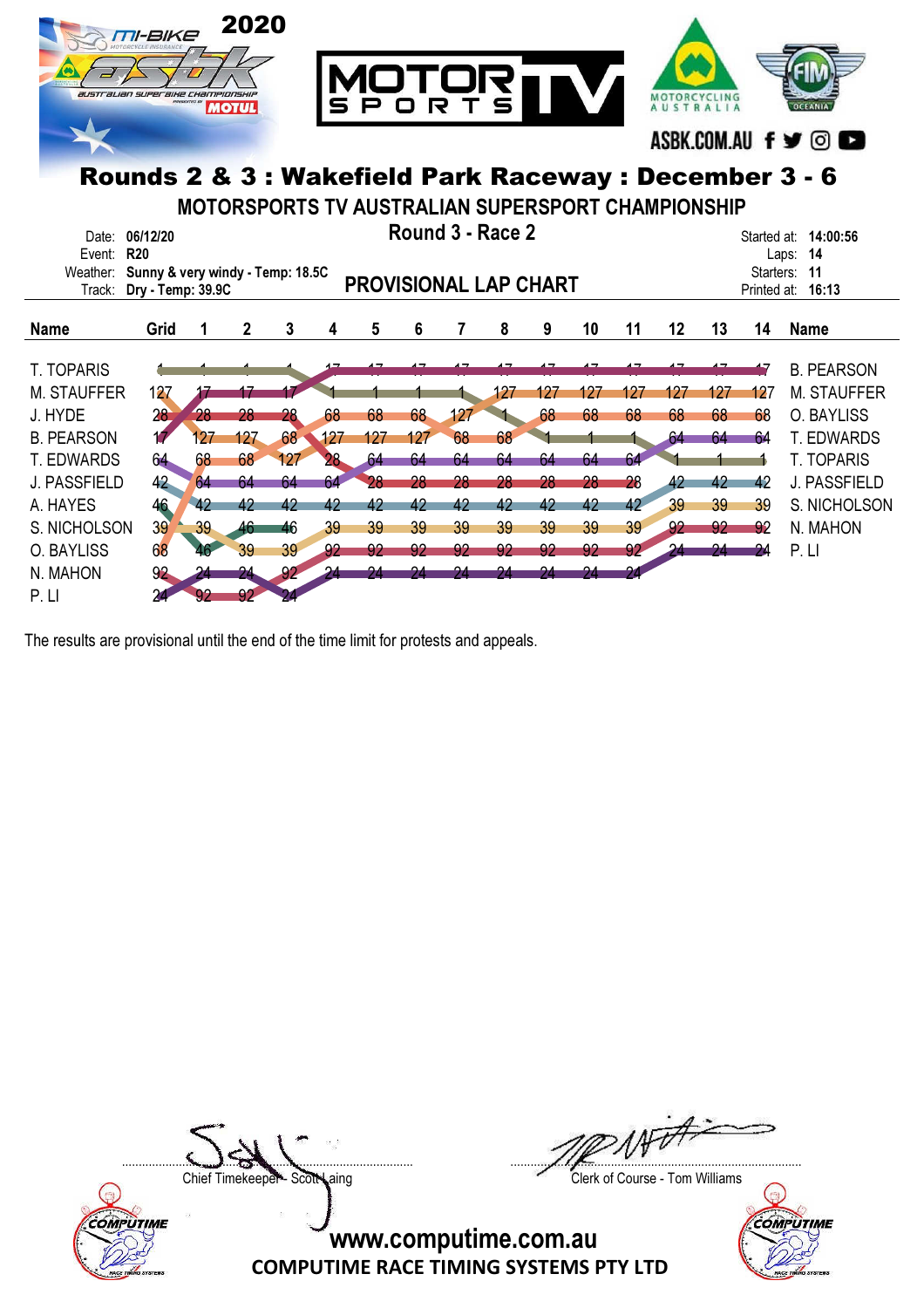# Rounds 2 & 3 : Wakefield Park Raceway : December 3 - 6

## MOTORSPORTS TV AUSTRALIAN SUPERSPORT CHAMPIONSHIP

**Round 3 - Race 2**

**PROVISIONAL LAP CHART**

Date: **06/12/20**
Event: **R20**
Weather: **Sunny & very windy - Temp: 18.5C**
Track: **Dry - Temp: 39.9C**

Started at: **14:00:56**
Laps: **14**
Starters: **11**
Printed at: **16:13**

| Name | Grid | 1 | 2 | 3 | 4 | 5 | 6 | 7 | 8 | 9 | 10 | 11 | 12 | 13 | 14 | Name |
|---|---|---|---|---|---|---|---|---|---|---|---|---|---|---|---|---|
| T. TOPARIS | 1 | 1 | 1 | 1 | 17 | 17 | 17 | 17 | 17 | 17 | 17 | 17 | 17 | 17 | 17 | B. PEARSON |
| M. STAUFFER | 127 | 17 | 17 | 17 | 1 | 1 | 1 | 1 | 127 | 127 | 127 | 127 | 127 | 127 | 127 | M. STAUFFER |
| J. HYDE | 28 | 28 | 28 | 28 | 68 | 68 | 68 | 127 | 1 | 68 | 68 | 68 | 68 | 68 | 68 | O. BAYLISS |
| B. PEARSON | 17 | 127 | 127 | 68 | 127 | 127 | 127 | 68 | 68 | 1 | 1 | 1 | 64 | 64 | 64 | T. EDWARDS |
| T. EDWARDS | 64 | 68 | 68 | 127 | 28 | 64 | 64 | 64 | 64 | 64 | 64 | 64 | 1 | 1 | 1 | T. TOPARIS |
| J. PASSFIELD | 42 | 64 | 64 | 64 | 64 | 28 | 28 | 28 | 28 | 28 | 28 | 28 | 42 | 42 | 42 | J. PASSFIELD |
| A. HAYES | 46 | 42 | 42 | 42 | 42 | 42 | 42 | 42 | 42 | 42 | 42 | 42 | 39 | 39 | 39 | S. NICHOLSON |
| S. NICHOLSON | 39 | 39 | 46 | 46 | 39 | 39 | 39 | 39 | 39 | 39 | 39 | 39 | 92 | 92 | 92 | N. MAHON |
| O. BAYLISS | 68 | 46 | 39 | 39 | 92 | 92 | 92 | 92 | 92 | 92 | 92 | 92 | 24 | 24 | 24 | P. LI |
| N. MAHON | 92 | 24 | 24 | 92 | 24 | 24 | 24 | 24 | 24 | 24 | 24 | 24 | | | | |
| P. LI | 24 | 92 | 92 | 24 | | | | | | | | | | | | |

The results are provisional until the end of the time limit for protests and appeals.

Chief Timekeeper - Scott Laing

Clerk of Course - Tom Williams

www.computime.com.au
COMPUTIME RACE TIMING SYSTEMS PTY LTD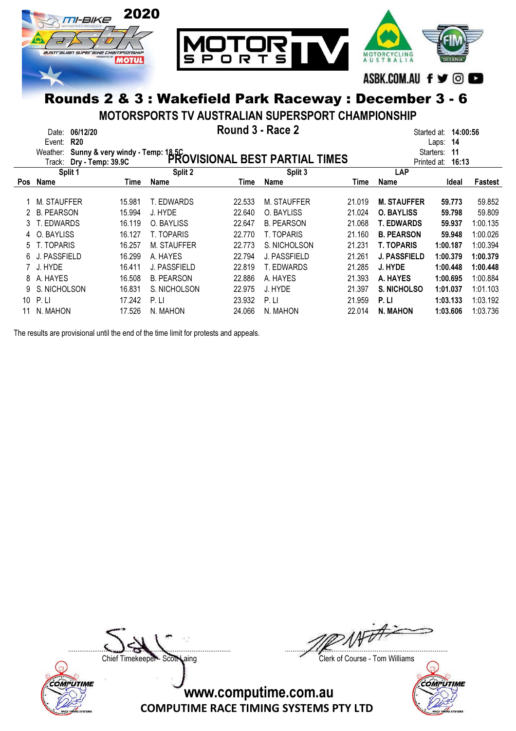# Rounds 2 & 3 : Wakefield Park Raceway : December 3 - 6

## MOTORSPORTS TV AUSTRALIAN SUPERSPORT CHAMPIONSHIP

### Round 3 - Race 2

### PROVISIONAL BEST PARTIAL TIMES

Date: **06/12/20**
Event: **R20**
Weather: **Sunny & very windy - Temp: 18.5C**
Track: **Dry - Temp: 39.9C**

Started at: **14:00:56**
Laps: **14**
Starters: **11**
Printed at: **16:13**

| Pos | Split 1 Name | Time | Split 2 Name | Time | Split 3 Name | Time | LAP Name | Ideal | Fastest |
|---|---|---|---|---|---|---|---|---|---|
| 1 | M. STAUFFER | 15.981 | T. EDWARDS | 22.533 | M. STAUFFER | 21.019 | **M. STAUFFER** | **59.773** | 59.852 |
| 2 | B. PEARSON | 15.994 | J. HYDE | 22.640 | O. BAYLISS | 21.024 | **O. BAYLISS** | **59.798** | 59.809 |
| 3 | T. EDWARDS | 16.119 | O. BAYLISS | 22.647 | B. PEARSON | 21.068 | **T. EDWARDS** | **59.937** | 1:00.135 |
| 4 | O. BAYLISS | 16.127 | T. TOPARIS | 22.770 | T. TOPARIS | 21.160 | **B. PEARSON** | **59.948** | 1:00.026 |
| 5 | T. TOPARIS | 16.257 | M. STAUFFER | 22.773 | S. NICHOLSON | 21.231 | **T. TOPARIS** | **1:00.187** | 1:00.394 |
| 6 | J. PASSFIELD | 16.299 | A. HAYES | 22.794 | J. PASSFIELD | 21.261 | **J. PASSFIELD** | **1:00.379** | **1:00.379** |
| 7 | J. HYDE | 16.411 | J. PASSFIELD | 22.819 | T. EDWARDS | 21.285 | **J. HYDE** | **1:00.448** | **1:00.448** |
| 8 | A. HAYES | 16.508 | B. PEARSON | 22.886 | A. HAYES | 21.393 | **A. HAYES** | **1:00.695** | 1:00.884 |
| 9 | S. NICHOLSON | 16.831 | S. NICHOLSON | 22.975 | J. HYDE | 21.397 | **S. NICHOLSO** | **1:01.037** | 1:01.103 |
| 10 | P. LI | 17.242 | P. LI | 23.932 | P. LI | 21.959 | **P. LI** | **1:03.133** | 1:03.192 |
| 11 | N. MAHON | 17.526 | N. MAHON | 24.066 | N. MAHON | 22.014 | **N. MAHON** | **1:03.606** | 1:03.736 |

The results are provisional until the end of the time limit for protests and appeals.

Chief Timekeeper - Scott Laing

Clerk of Course - Tom Williams

www.computime.com.au
COMPUTIME RACE TIMING SYSTEMS PTY LTD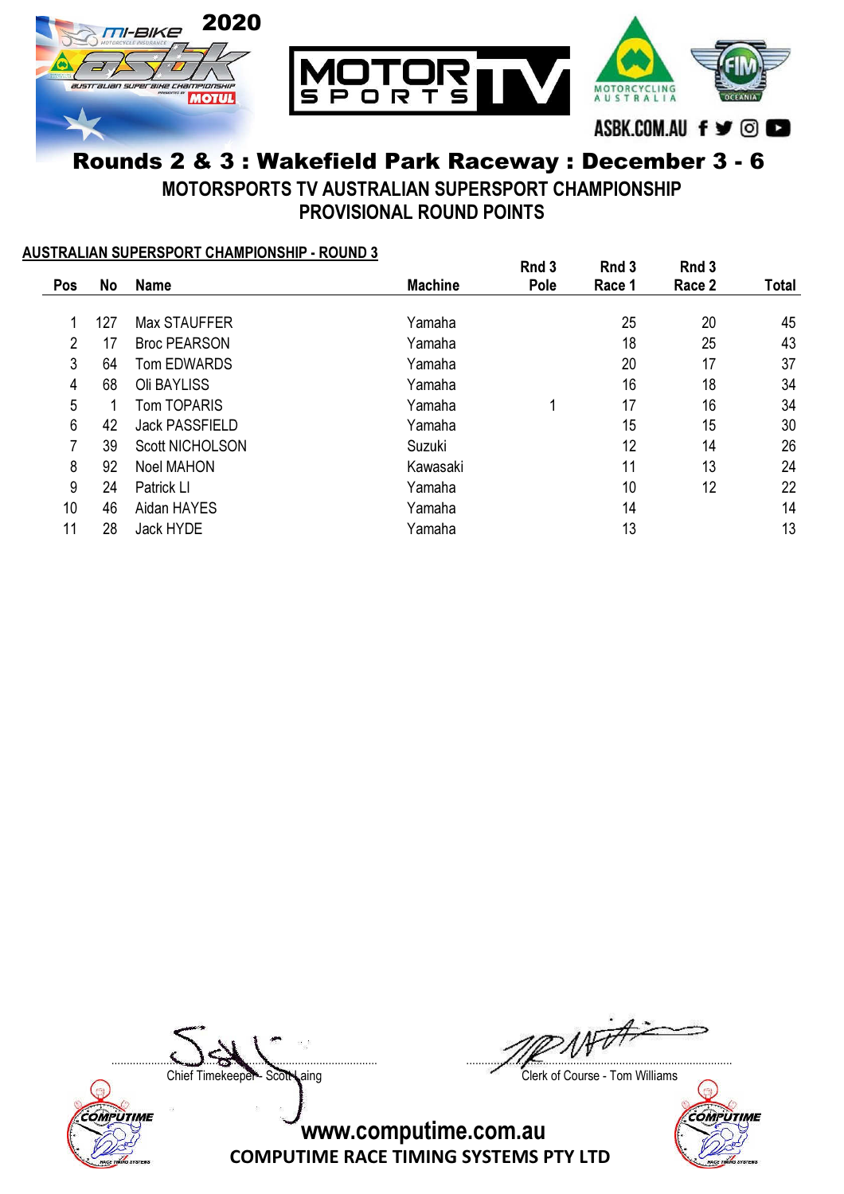# Rounds 2 & 3 : Wakefield Park Raceway : December 3 - 6

## MOTORSPORTS TV AUSTRALIAN SUPERSPORT CHAMPIONSHIP
## PROVISIONAL ROUND POINTS

**AUSTRALIAN SUPERSPORT CHAMPIONSHIP - ROUND 3**

| Pos | No | Name | Machine | Rnd 3 Pole | Rnd 3 Race 1 | Rnd 3 Race 2 | Total |
|---|---|---|---|---|---|---|---|
| 1 | 127 | Max STAUFFER | Yamaha | | 25 | 20 | 45 |
| 2 | 17 | Broc PEARSON | Yamaha | | 18 | 25 | 43 |
| 3 | 64 | Tom EDWARDS | Yamaha | | 20 | 17 | 37 |
| 4 | 68 | Oli BAYLISS | Yamaha | | 16 | 18 | 34 |
| 5 | 1 | Tom TOPARIS | Yamaha | 1 | 17 | 16 | 34 |
| 6 | 42 | Jack PASSFIELD | Yamaha | | 15 | 15 | 30 |
| 7 | 39 | Scott NICHOLSON | Suzuki | | 12 | 14 | 26 |
| 8 | 92 | Noel MAHON | Kawasaki | | 11 | 13 | 24 |
| 9 | 24 | Patrick LI | Yamaha | | 10 | 12 | 22 |
| 10 | 46 | Aidan HAYES | Yamaha | | 14 | | 14 |
| 11 | 28 | Jack HYDE | Yamaha | | 13 | | 13 |

Chief Timekeeper - Scott Laing

Clerk of Course - Tom Williams

www.computime.com.au

COMPUTIME RACE TIMING SYSTEMS PTY LTD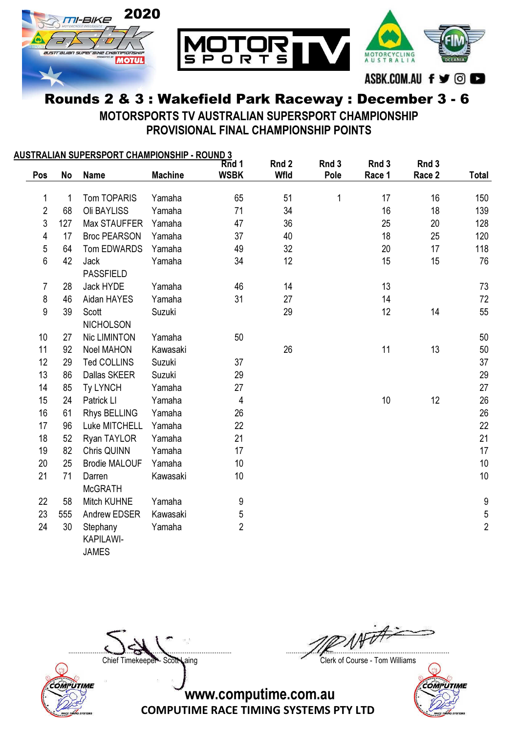# Rounds 2 & 3 : Wakefield Park Raceway : December 3 - 6

## MOTORSPORTS TV AUSTRALIAN SUPERSPORT CHAMPIONSHIP
## PROVISIONAL FINAL CHAMPIONSHIP POINTS

**AUSTRALIAN SUPERSPORT CHAMPIONSHIP - ROUND 3**

| Pos | No | Name | Machine | Rnd 1 WSBK | Rnd 2 Wfld | Rnd 3 Pole | Rnd 3 Race 1 | Rnd 3 Race 2 | Total |
|---|---|---|---|---|---|---|---|---|---|
| 1 | 1 | Tom TOPARIS | Yamaha | 65 | 51 | 1 | 17 | 16 | 150 |
| 2 | 68 | Oli BAYLISS | Yamaha | 71 | 34 | | 16 | 18 | 139 |
| 3 | 127 | Max STAUFFER | Yamaha | 47 | 36 | | 25 | 20 | 128 |
| 4 | 17 | Broc PEARSON | Yamaha | 37 | 40 | | 18 | 25 | 120 |
| 5 | 64 | Tom EDWARDS | Yamaha | 49 | 32 | | 20 | 17 | 118 |
| 6 | 42 | Jack PASSFIELD | Yamaha | 34 | 12 | | 15 | 15 | 76 |
| 7 | 28 | Jack HYDE | Yamaha | 46 | 14 | | 13 | | 73 |
| 8 | 46 | Aidan HAYES | Yamaha | 31 | 27 | | 14 | | 72 |
| 9 | 39 | Scott NICHOLSON | Suzuki | | 29 | | 12 | 14 | 55 |
| 10 | 27 | Nic LIMINTON | Yamaha | 50 | | | | | 50 |
| 11 | 92 | Noel MAHON | Kawasaki | | 26 | | 11 | 13 | 50 |
| 12 | 29 | Ted COLLINS | Suzuki | 37 | | | | | 37 |
| 13 | 86 | Dallas SKEER | Suzuki | 29 | | | | | 29 |
| 14 | 85 | Ty LYNCH | Yamaha | 27 | | | | | 27 |
| 15 | 24 | Patrick LI | Yamaha | 4 | | | 10 | 12 | 26 |
| 16 | 61 | Rhys BELLING | Yamaha | 26 | | | | | 26 |
| 17 | 96 | Luke MITCHELL | Yamaha | 22 | | | | | 22 |
| 18 | 52 | Ryan TAYLOR | Yamaha | 21 | | | | | 21 |
| 19 | 82 | Chris QUINN | Yamaha | 17 | | | | | 17 |
| 20 | 25 | Brodie MALOUF | Yamaha | 10 | | | | | 10 |
| 21 | 71 | Darren McGRATH | Kawasaki | 10 | | | | | 10 |
| 22 | 58 | Mitch KUHNE | Yamaha | 9 | | | | | 9 |
| 23 | 555 | Andrew EDSER | Kawasaki | 5 | | | | | 5 |
| 24 | 30 | Stephany KAPILAWI-JAMES | Yamaha | 2 | | | | | 2 |

Chief Timekeeper - Scott Laing

Clerk of Course - Tom Williams

www.computime.com.au
COMPUTIME RACE TIMING SYSTEMS PTY LTD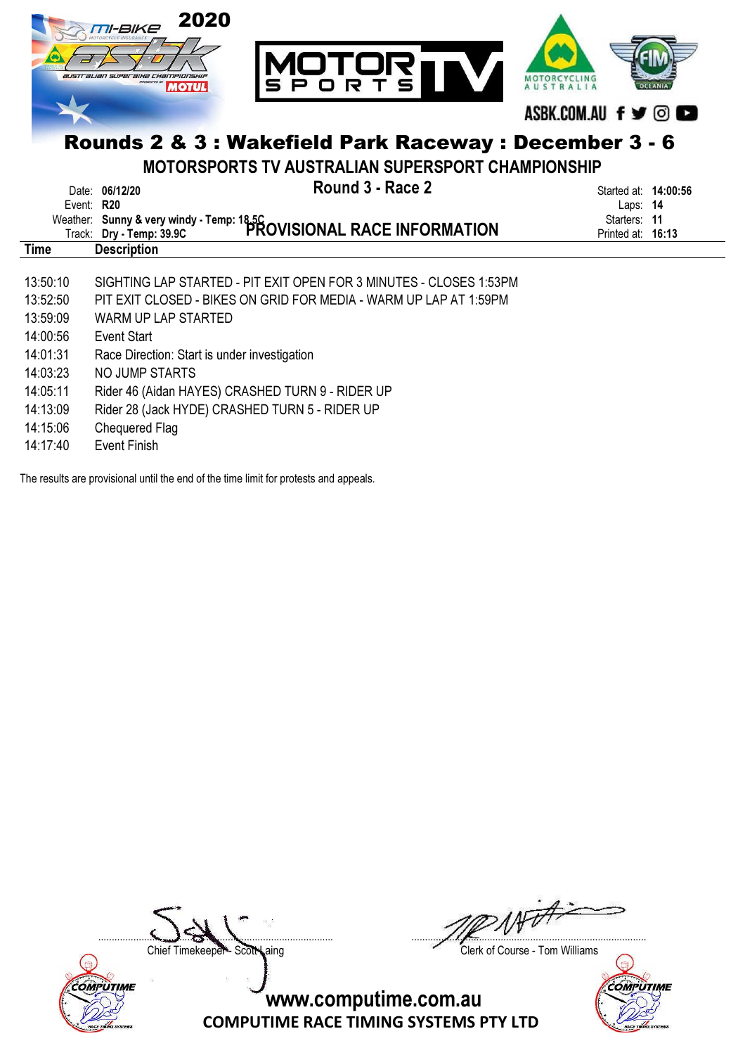# Rounds 2 & 3 : Wakefield Park Raceway : December 3 - 6

## MOTORSPORTS TV AUSTRALIAN SUPERSPORT CHAMPIONSHIP

### Round 3 - Race 2

### PROVISIONAL RACE INFORMATION

Date: **06/12/20**
Event: **R20**
Weather: **Sunny & very windy - Temp: 18.5C**
Track: **Dry - Temp: 39.9C**

Started at: **14:00:56**
Laps: **14**
Starters: **11**
Printed at: **16:13**

| Time | Description |
|---|---|
| 13:50:10 | SIGHTING LAP STARTED - PIT EXIT OPEN FOR 3 MINUTES - CLOSES 1:53PM |
| 13:52:50 | PIT EXIT CLOSED - BIKES ON GRID FOR MEDIA - WARM UP LAP AT 1:59PM |
| 13:59:09 | WARM UP LAP STARTED |
| 14:00:56 | Event Start |
| 14:01:31 | Race Direction: Start is under investigation |
| 14:03:23 | NO JUMP STARTS |
| 14:05:11 | Rider 46 (Aidan HAYES) CRASHED TURN 9 - RIDER UP |
| 14:13:09 | Rider 28 (Jack HYDE) CRASHED TURN 5 - RIDER UP |
| 14:15:06 | Chequered Flag |
| 14:17:40 | Event Finish |

The results are provisional until the end of the time limit for protests and appeals.

Chief Timekeeper - Scott Laing

Clerk of Course - Tom Williams

www.computime.com.au
COMPUTIME RACE TIMING SYSTEMS PTY LTD